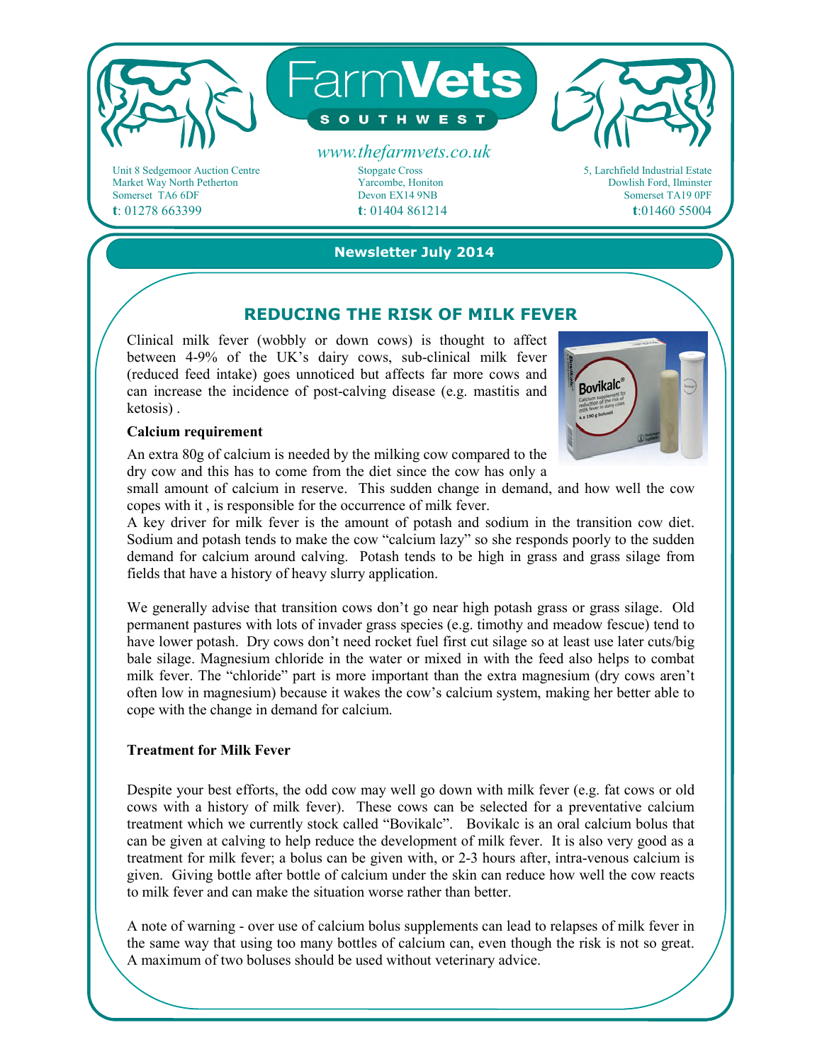# FarmVets SOUTHWEST

*www.thefarmvets.co.uk*

Unit 8 Sedgemoor Auction Centre
Market Way North Petherton
Somerset TA6 6DF
**t**: 01278 663399

Stopgate Cross
Yarcombe, Honiton
Devon EX14 9NB
**t**: 01404 861214

5, Larchfield Industrial Estate
Dowlish Ford, Ilminster
Somerset TA19 0PF
**t**:01460 55004

**Newsletter July 2014**

## REDUCING THE RISK OF MILK FEVER

Clinical milk fever (wobbly or down cows) is thought to affect between 4-9% of the UK's dairy cows, sub-clinical milk fever (reduced feed intake) goes unnoticed but affects far more cows and can increase the incidence of post-calving disease (e.g. mastitis and ketosis) .

**Calcium requirement**

An extra 80g of calcium is needed by the milking cow compared to the dry cow and this has to come from the diet since the cow has only a small amount of calcium in reserve. This sudden change in demand, and how well the cow copes with it , is responsible for the occurrence of milk fever.

A key driver for milk fever is the amount of potash and sodium in the transition cow diet. Sodium and potash tends to make the cow "calcium lazy" so she responds poorly to the sudden demand for calcium around calving. Potash tends to be high in grass and grass silage from fields that have a history of heavy slurry application.

We generally advise that transition cows don't go near high potash grass or grass silage. Old permanent pastures with lots of invader grass species (e.g. timothy and meadow fescue) tend to have lower potash. Dry cows don't need rocket fuel first cut silage so at least use later cuts/big bale silage. Magnesium chloride in the water or mixed in with the feed also helps to combat milk fever. The "chloride" part is more important than the extra magnesium (dry cows aren't often low in magnesium) because it wakes the cow's calcium system, making her better able to cope with the change in demand for calcium.

**Treatment for Milk Fever**

Despite your best efforts, the odd cow may well go down with milk fever (e.g. fat cows or old cows with a history of milk fever). These cows can be selected for a preventative calcium treatment which we currently stock called "Bovikalc". Bovikalc is an oral calcium bolus that can be given at calving to help reduce the development of milk fever. It is also very good as a treatment for milk fever; a bolus can be given with, or 2-3 hours after, intra-venous calcium is given. Giving bottle after bottle of calcium under the skin can reduce how well the cow reacts to milk fever and can make the situation worse rather than better.

A note of warning - over use of calcium bolus supplements can lead to relapses of milk fever in the same way that using too many bottles of calcium can, even though the risk is not so great. A maximum of two boluses should be used without veterinary advice.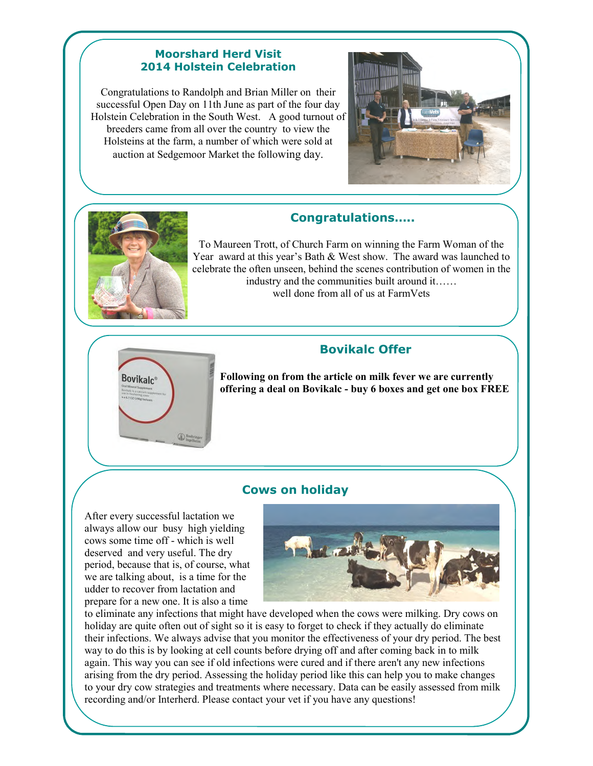## Moorshard Herd Visit
## 2014 Holstein Celebration

Congratulations to Randolph and Brian Miller on their successful Open Day on 11th June as part of the four day Holstein Celebration in the South West. A good turnout of breeders came from all over the country to view the Holsteins at the farm, a number of which were sold at auction at Sedgemoor Market the following day.

## Congratulations.....

To Maureen Trott, of Church Farm on winning the Farm Woman of the Year award at this year's Bath & West show. The award was launched to celebrate the often unseen, behind the scenes contribution of women in the industry and the communities built around it…… well done from all of us at FarmVets

## Bovikalc Offer

**Following on from the article on milk fever we are currently offering a deal on Bovikalc - buy 6 boxes and get one box FREE**

## Cows on holiday

After every successful lactation we always allow our busy high yielding cows some time off - which is well deserved and very useful. The dry period, because that is, of course, what we are talking about, is a time for the udder to recover from lactation and prepare for a new one. It is also a time to eliminate any infections that might have developed when the cows were milking. Dry cows on holiday are quite often out of sight so it is easy to forget to check if they actually do eliminate their infections. We always advise that you monitor the effectiveness of your dry period. The best way to do this is by looking at cell counts before drying off and after coming back in to milk again. This way you can see if old infections were cured and if there aren't any new infections arising from the dry period. Assessing the holiday period like this can help you to make changes to your dry cow strategies and treatments where necessary. Data can be easily assessed from milk recording and/or Interherd. Please contact your vet if you have any questions!